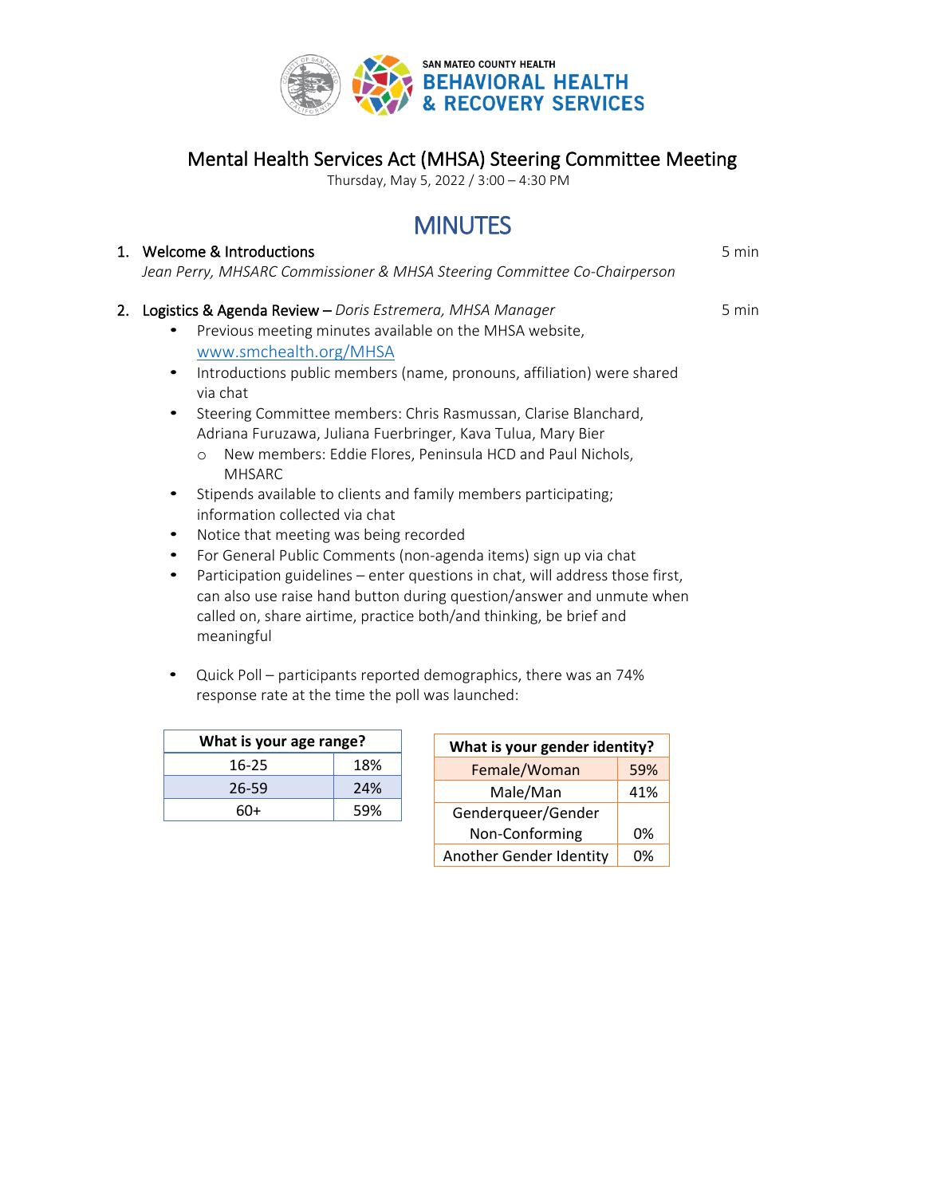SAN MATEO COUNTY HEALTH
BEHAVIORAL HEALTH
& RECOVERY SERVICES

# Mental Health Services Act (MHSA) Steering Committee Meeting

Thursday, May 5, 2022 / 3:00 – 4:30 PM

# MINUTES

1. **Welcome & Introductions** — 5 min
   *Jean Perry, MHSARC Commissioner & MHSA Steering Committee Co-Chairperson*

2. **Logistics & Agenda Review** – *Doris Estremera, MHSA Manager* — 5 min
   - Previous meeting minutes available on the MHSA website, www.smchealth.org/MHSA
   - Introductions public members (name, pronouns, affiliation) were shared via chat
   - Steering Committee members: Chris Rasmussan, Clarise Blanchard, Adriana Furuzawa, Juliana Fuerbringer, Kava Tulua, Mary Bier
     - New members: Eddie Flores, Peninsula HCD and Paul Nichols, MHSARC
   - Stipends available to clients and family members participating; information collected via chat
   - Notice that meeting was being recorded
   - For General Public Comments (non-agenda items) sign up via chat
   - Participation guidelines – enter questions in chat, will address those first, can also use raise hand button during question/answer and unmute when called on, share airtime, practice both/and thinking, be brief and meaningful

   - Quick Poll – participants reported demographics, there was an 74% response rate at the time the poll was launched:

| What is your age range? | |
|---|---|
| 16-25 | 18% |
| 26-59 | 24% |
| 60+ | 59% |

| What is your gender identity? | |
|---|---|
| Female/Woman | 59% |
| Male/Man | 41% |
| Genderqueer/Gender Non-Conforming | 0% |
| Another Gender Identity | 0% |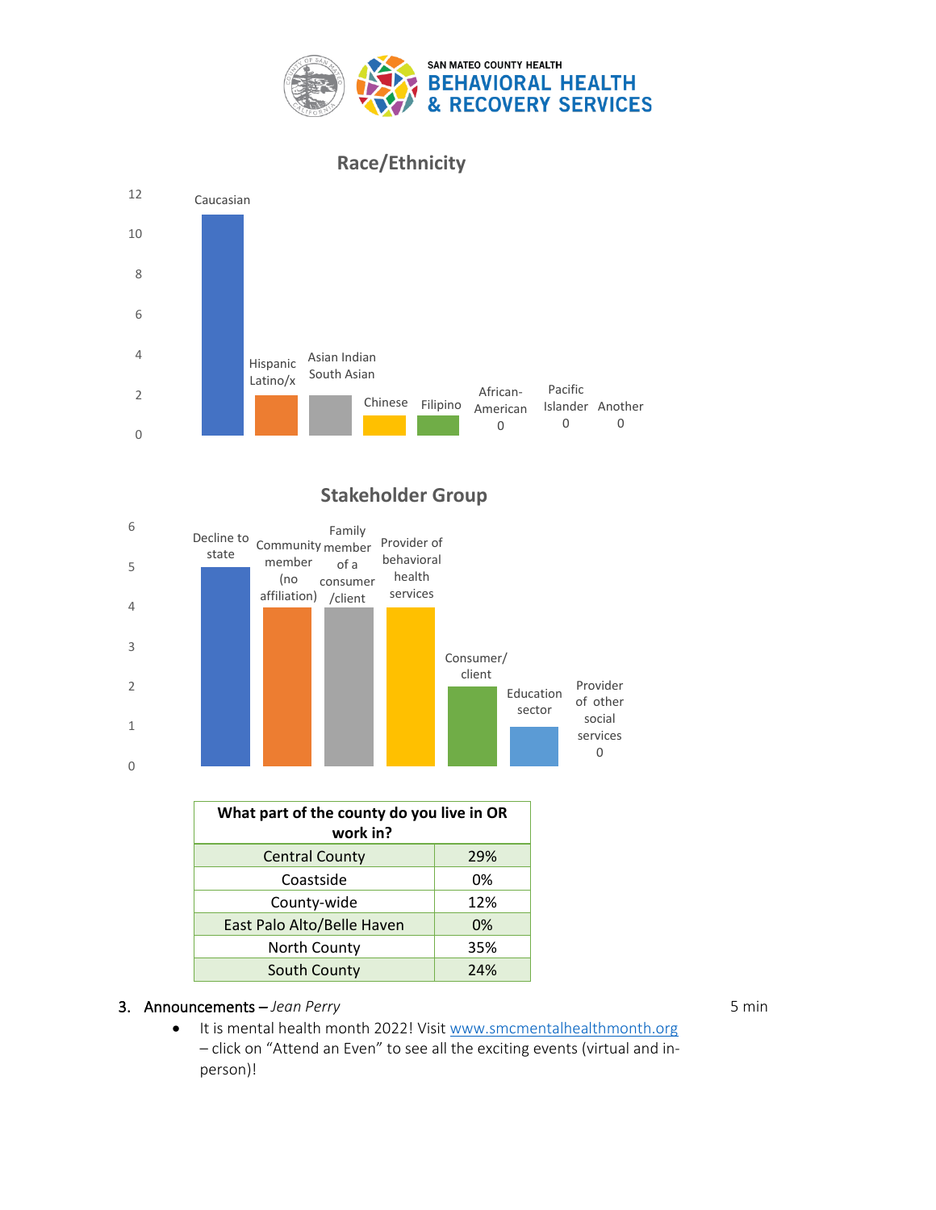## Race/Ethnicity

| Race/Ethnicity | Count |
|---|---|
| Caucasian | 11 |
| Hispanic Latino/x | 2 |
| Asian Indian South Asian | 2 |
| Chinese | 1 |
| Filipino | 1 |
| African-American | 0 |
| Pacific Islander | 0 |
| Another | 0 |

## Stakeholder Group

| Stakeholder Group | Count |
|---|---|
| Decline to state | 5 |
| Community member (no affiliation) | 4 |
| Family member of a consumer/client | 4 |
| Provider of behavioral health services | 4 |
| Consumer/client | 2 |
| Education sector | 1 |
| Provider of other social services | 0 |

| What part of the county do you live in OR work in? | |
|---|---|
| Central County | 29% |
| Coastside | 0% |
| County-wide | 12% |
| East Palo Alto/Belle Haven | 0% |
| North County | 35% |
| South County | 24% |

3. Announcements – *Jean Perry* 5 min
   - It is mental health month 2022! Visit www.smcmentalhealthmonth.org – click on "Attend an Even" to see all the exciting events (virtual and in-person)!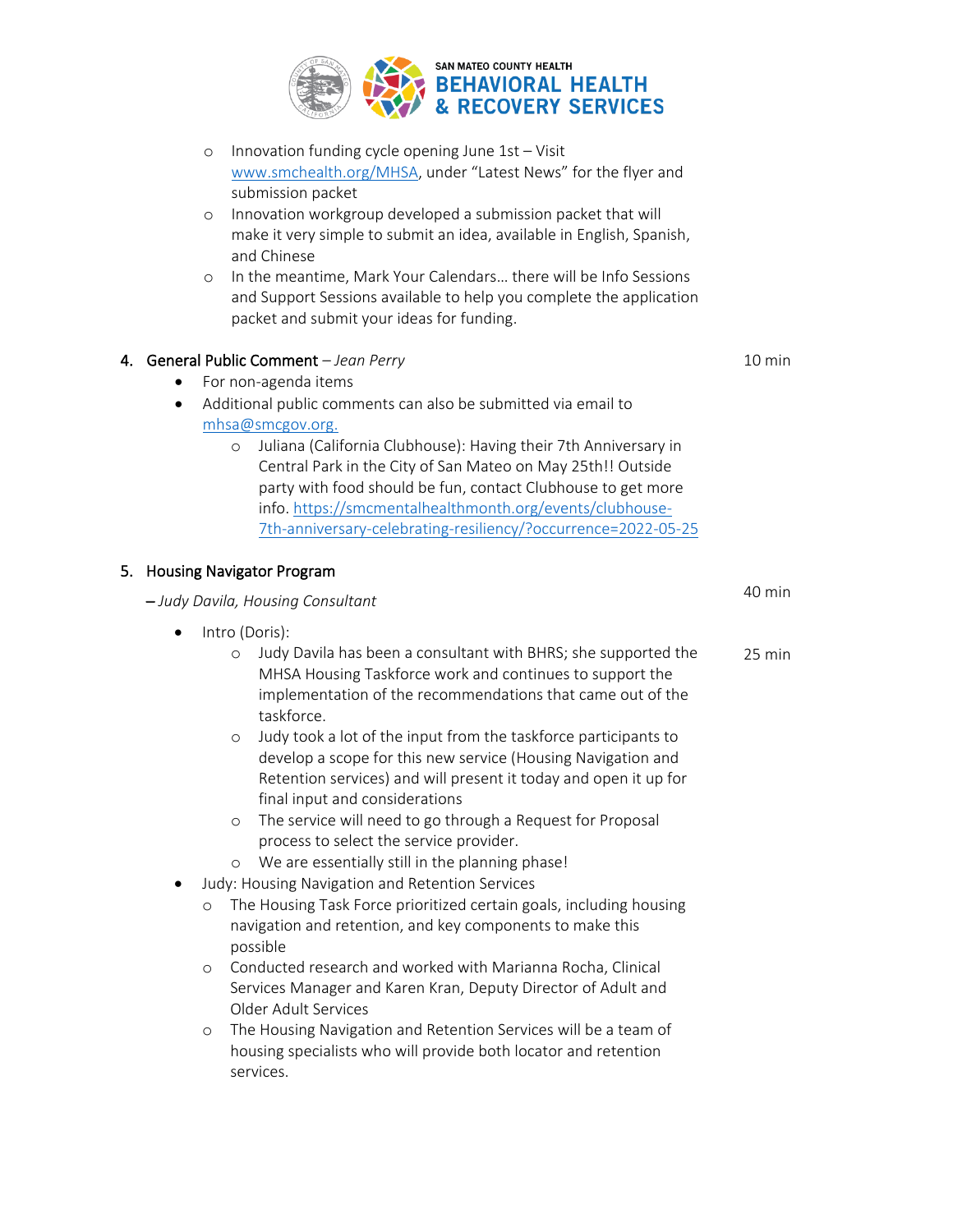- Innovation funding cycle opening June 1st – Visit [www.smchealth.org/MHSA](http://www.smchealth.org/MHSA), under "Latest News" for the flyer and submission packet
- Innovation workgroup developed a submission packet that will make it very simple to submit an idea, available in English, Spanish, and Chinese
- In the meantime, Mark Your Calendars… there will be Info Sessions and Support Sessions available to help you complete the application packet and submit your ideas for funding.

4. General Public Comment – *Jean Perry* — 10 min
   - For non-agenda items
   - Additional public comments can also be submitted via email to [mhsa@smcgov.org.](mailto:mhsa@smcgov.org)
     - Juliana (California Clubhouse): Having their 7th Anniversary in Central Park in the City of San Mateo on May 25th!! Outside party with food should be fun, contact Clubhouse to get more info. [https://smcmentalhealthmonth.org/events/clubhouse-7th-anniversary-celebrating-resiliency/?occurrence=2022-05-25](https://smcmentalhealthmonth.org/events/clubhouse-7th-anniversary-celebrating-resiliency/?occurrence=2022-05-25)

5. Housing Navigator Program — 40 min

   – *Judy Davila, Housing Consultant*

   - Intro (Doris): — 25 min
     - Judy Davila has been a consultant with BHRS; she supported the MHSA Housing Taskforce work and continues to support the implementation of the recommendations that came out of the taskforce.
     - Judy took a lot of the input from the taskforce participants to develop a scope for this new service (Housing Navigation and Retention services) and will present it today and open it up for final input and considerations
     - The service will need to go through a Request for Proposal process to select the service provider.
     - We are essentially still in the planning phase!
   - Judy: Housing Navigation and Retention Services
     - The Housing Task Force prioritized certain goals, including housing navigation and retention, and key components to make this possible
     - Conducted research and worked with Marianna Rocha, Clinical Services Manager and Karen Kran, Deputy Director of Adult and Older Adult Services
     - The Housing Navigation and Retention Services will be a team of housing specialists who will provide both locator and retention services.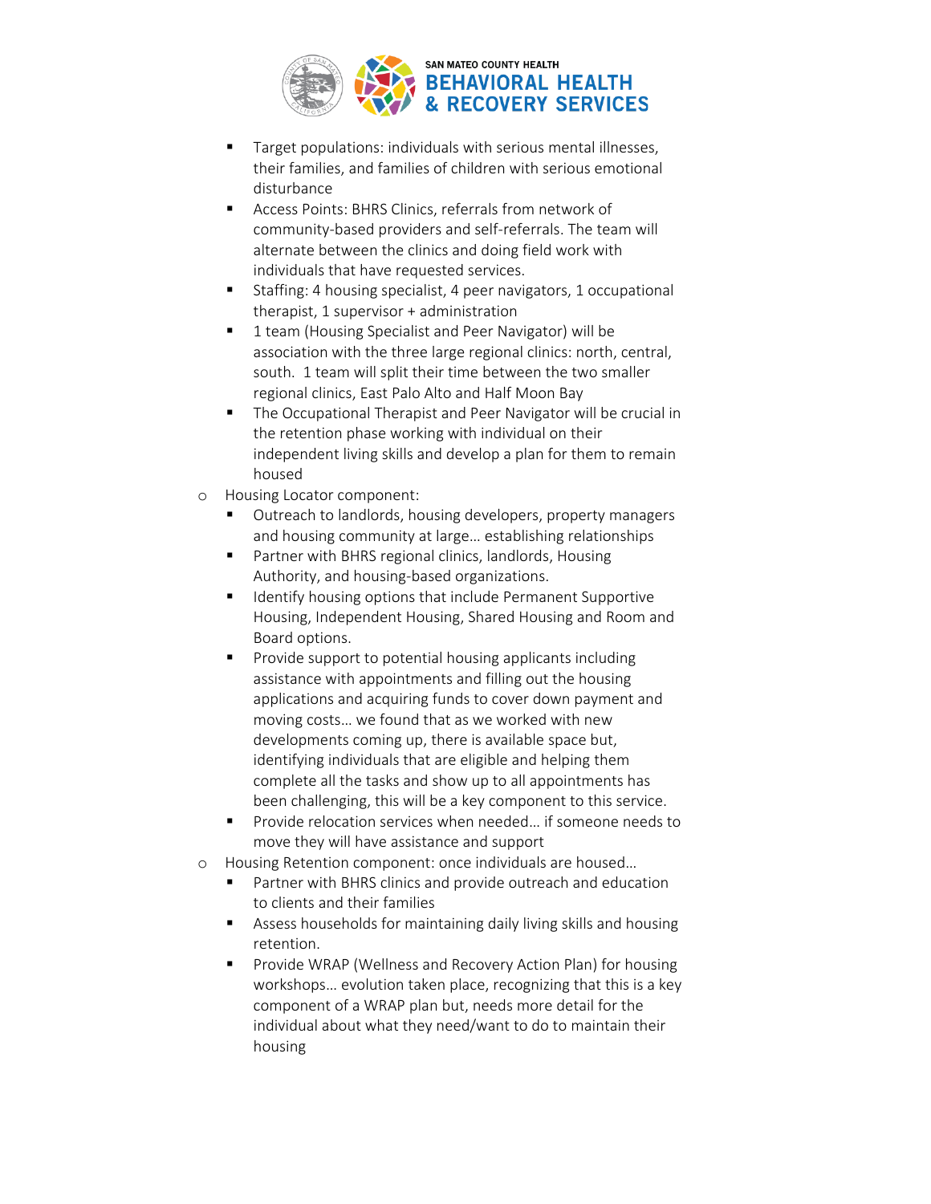- Target populations: individuals with serious mental illnesses, their families, and families of children with serious emotional disturbance
    - Access Points: BHRS Clinics, referrals from network of community-based providers and self-referrals. The team will alternate between the clinics and doing field work with individuals that have requested services.
    - Staffing: 4 housing specialist, 4 peer navigators, 1 occupational therapist, 1 supervisor + administration
    - 1 team (Housing Specialist and Peer Navigator) will be association with the three large regional clinics: north, central, south. 1 team will split their time between the two smaller regional clinics, East Palo Alto and Half Moon Bay
    - The Occupational Therapist and Peer Navigator will be crucial in the retention phase working with individual on their independent living skills and develop a plan for them to remain housed
  - Housing Locator component:
    - Outreach to landlords, housing developers, property managers and housing community at large… establishing relationships
    - Partner with BHRS regional clinics, landlords, Housing Authority, and housing-based organizations.
    - Identify housing options that include Permanent Supportive Housing, Independent Housing, Shared Housing and Room and Board options.
    - Provide support to potential housing applicants including assistance with appointments and filling out the housing applications and acquiring funds to cover down payment and moving costs… we found that as we worked with new developments coming up, there is available space but, identifying individuals that are eligible and helping them complete all the tasks and show up to all appointments has been challenging, this will be a key component to this service.
    - Provide relocation services when needed… if someone needs to move they will have assistance and support
  - Housing Retention component: once individuals are housed…
    - Partner with BHRS clinics and provide outreach and education to clients and their families
    - Assess households for maintaining daily living skills and housing retention.
    - Provide WRAP (Wellness and Recovery Action Plan) for housing workshops… evolution taken place, recognizing that this is a key component of a WRAP plan but, needs more detail for the individual about what they need/want to do to maintain their housing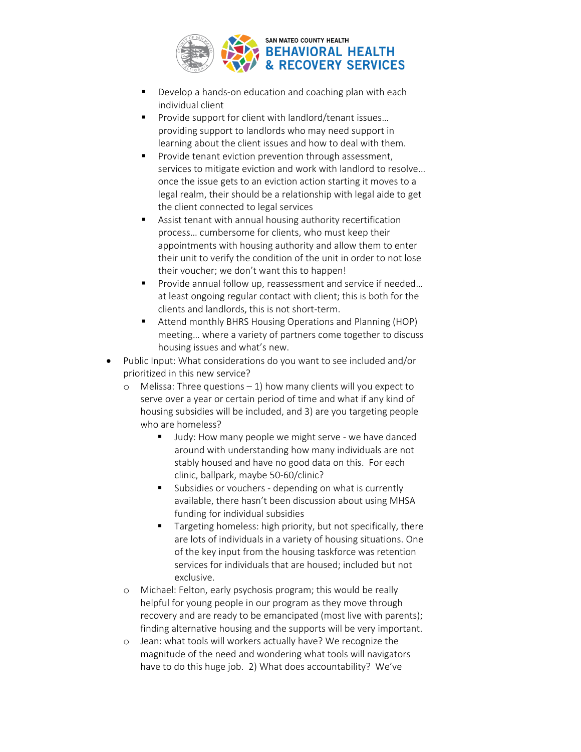- Develop a hands-on education and coaching plan with each individual client
      - Provide support for client with landlord/tenant issues… providing support to landlords who may need support in learning about the client issues and how to deal with them.
      - Provide tenant eviction prevention through assessment, services to mitigate eviction and work with landlord to resolve… once the issue gets to an eviction action starting it moves to a legal realm, their should be a relationship with legal aide to get the client connected to legal services
      - Assist tenant with annual housing authority recertification process… cumbersome for clients, who must keep their appointments with housing authority and allow them to enter their unit to verify the condition of the unit in order to not lose their voucher; we don't want this to happen!
      - Provide annual follow up, reassessment and service if needed… at least ongoing regular contact with client; this is both for the clients and landlords, this is not short-term.
      - Attend monthly BHRS Housing Operations and Planning (HOP) meeting… where a variety of partners come together to discuss housing issues and what's new.
- Public Input: What considerations do you want to see included and/or prioritized in this new service?
  - Melissa: Three questions – 1) how many clients will you expect to serve over a year or certain period of time and what if any kind of housing subsidies will be included, and 3) are you targeting people who are homeless?
    - Judy: How many people we might serve - we have danced around with understanding how many individuals are not stably housed and have no good data on this. For each clinic, ballpark, maybe 50-60/clinic?
    - Subsidies or vouchers - depending on what is currently available, there hasn't been discussion about using MHSA funding for individual subsidies
    - Targeting homeless: high priority, but not specifically, there are lots of individuals in a variety of housing situations. One of the key input from the housing taskforce was retention services for individuals that are housed; included but not exclusive.
  - Michael: Felton, early psychosis program; this would be really helpful for young people in our program as they move through recovery and are ready to be emancipated (most live with parents); finding alternative housing and the supports will be very important.
  - Jean: what tools will workers actually have? We recognize the magnitude of the need and wondering what tools will navigators have to do this huge job. 2) What does accountability? We've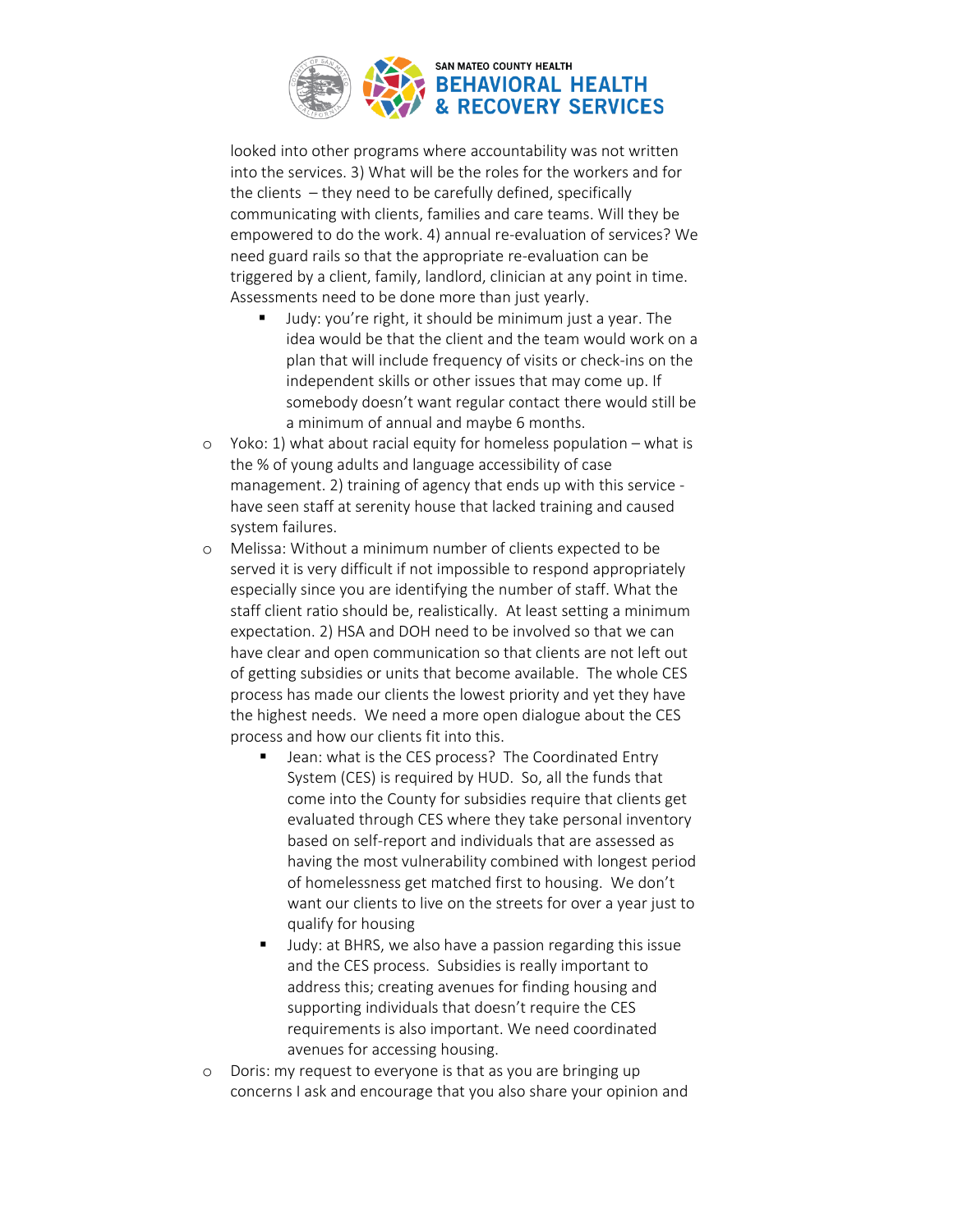looked into other programs where accountability was not written into the services. 3) What will be the roles for the workers and for the clients – they need to be carefully defined, specifically communicating with clients, families and care teams. Will they be empowered to do the work. 4) annual re-evaluation of services? We need guard rails so that the appropriate re-evaluation can be triggered by a client, family, landlord, clinician at any point in time. Assessments need to be done more than just yearly.

    - Judy: you're right, it should be minimum just a year. The idea would be that the client and the team would work on a plan that will include frequency of visits or check-ins on the independent skills or other issues that may come up. If somebody doesn't want regular contact there would still be a minimum of annual and maybe 6 months.

- Yoko: 1) what about racial equity for homeless population – what is the % of young adults and language accessibility of case management. 2) training of agency that ends up with this service - have seen staff at serenity house that lacked training and caused system failures.
- Melissa: Without a minimum number of clients expected to be served it is very difficult if not impossible to respond appropriately especially since you are identifying the number of staff. What the staff client ratio should be, realistically. At least setting a minimum expectation. 2) HSA and DOH need to be involved so that we can have clear and open communication so that clients are not left out of getting subsidies or units that become available. The whole CES process has made our clients the lowest priority and yet they have the highest needs. We need a more open dialogue about the CES process and how our clients fit into this.
    - Jean: what is the CES process? The Coordinated Entry System (CES) is required by HUD. So, all the funds that come into the County for subsidies require that clients get evaluated through CES where they take personal inventory based on self-report and individuals that are assessed as having the most vulnerability combined with longest period of homelessness get matched first to housing. We don't want our clients to live on the streets for over a year just to qualify for housing
    - Judy: at BHRS, we also have a passion regarding this issue and the CES process. Subsidies is really important to address this; creating avenues for finding housing and supporting individuals that doesn't require the CES requirements is also important. We need coordinated avenues for accessing housing.
- Doris: my request to everyone is that as you are bringing up concerns I ask and encourage that you also share your opinion and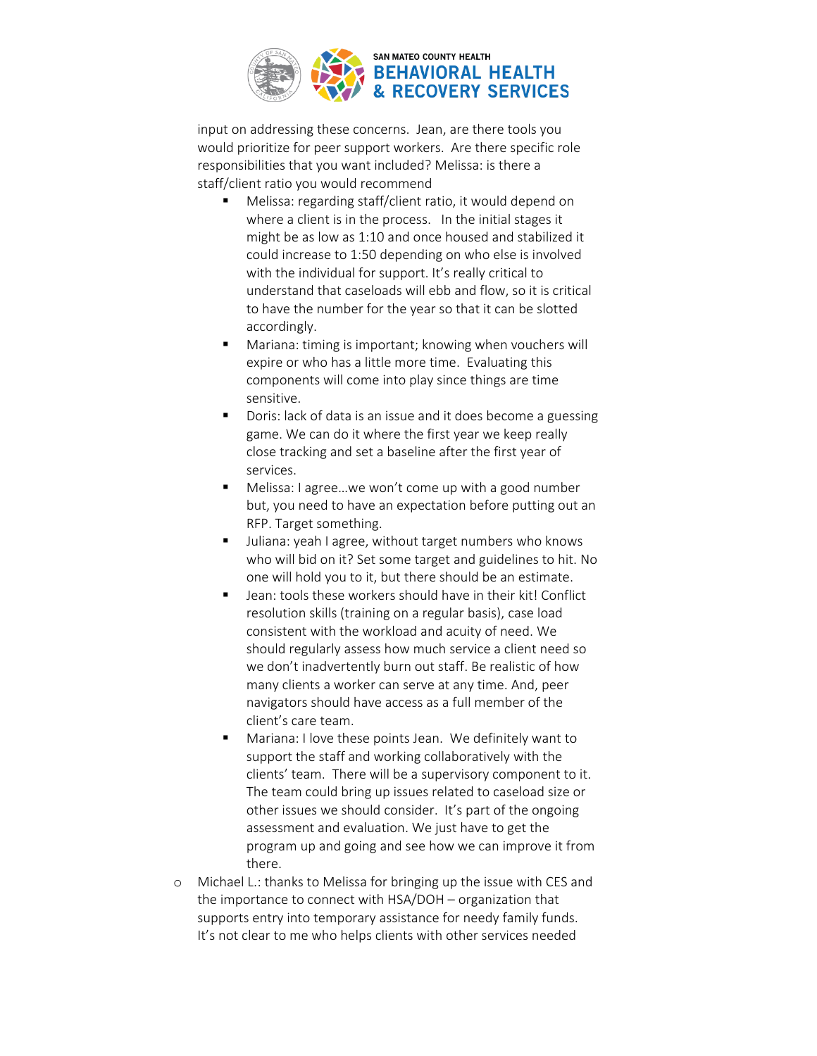input on addressing these concerns. Jean, are there tools you would prioritize for peer support workers. Are there specific role responsibilities that you want included? Melissa: is there a staff/client ratio you would recommend

- Melissa: regarding staff/client ratio, it would depend on where a client is in the process. In the initial stages it might be as low as 1:10 and once housed and stabilized it could increase to 1:50 depending on who else is involved with the individual for support. It's really critical to understand that caseloads will ebb and flow, so it is critical to have the number for the year so that it can be slotted accordingly.
- Mariana: timing is important; knowing when vouchers will expire or who has a little more time. Evaluating this components will come into play since things are time sensitive.
- Doris: lack of data is an issue and it does become a guessing game. We can do it where the first year we keep really close tracking and set a baseline after the first year of services.
- Melissa: I agree…we won't come up with a good number but, you need to have an expectation before putting out an RFP. Target something.
- Juliana: yeah I agree, without target numbers who knows who will bid on it? Set some target and guidelines to hit. No one will hold you to it, but there should be an estimate.
- Jean: tools these workers should have in their kit! Conflict resolution skills (training on a regular basis), case load consistent with the workload and acuity of need. We should regularly assess how much service a client need so we don't inadvertently burn out staff. Be realistic of how many clients a worker can serve at any time. And, peer navigators should have access as a full member of the client's care team.
- Mariana: I love these points Jean. We definitely want to support the staff and working collaboratively with the clients' team. There will be a supervisory component to it. The team could bring up issues related to caseload size or other issues we should consider. It's part of the ongoing assessment and evaluation. We just have to get the program up and going and see how we can improve it from there.

- Michael L.: thanks to Melissa for bringing up the issue with CES and the importance to connect with HSA/DOH – organization that supports entry into temporary assistance for needy family funds. It's not clear to me who helps clients with other services needed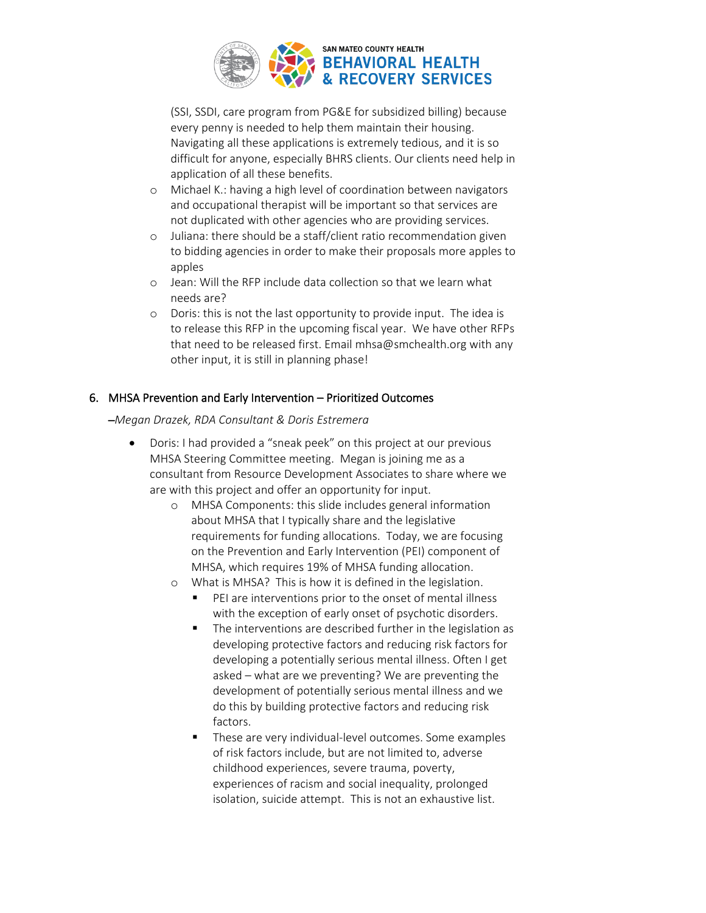(SSI, SSDI, care program from PG&E for subsidized billing) because every penny is needed to help them maintain their housing. Navigating all these applications is extremely tedious, and it is so difficult for anyone, especially BHRS clients. Our clients need help in application of all these benefits.

- Michael K.: having a high level of coordination between navigators and occupational therapist will be important so that services are not duplicated with other agencies who are providing services.
- Juliana: there should be a staff/client ratio recommendation given to bidding agencies in order to make their proposals more apples to apples
- Jean: Will the RFP include data collection so that we learn what needs are?
- Doris: this is not the last opportunity to provide input. The idea is to release this RFP in the upcoming fiscal year. We have other RFPs that need to be released first. Email mhsa@smchealth.org with any other input, it is still in planning phase!

## 6. MHSA Prevention and Early Intervention – Prioritized Outcomes

*–Megan Drazek, RDA Consultant & Doris Estremera*

- Doris: I had provided a "sneak peek" on this project at our previous MHSA Steering Committee meeting. Megan is joining me as a consultant from Resource Development Associates to share where we are with this project and offer an opportunity for input.
  - MHSA Components: this slide includes general information about MHSA that I typically share and the legislative requirements for funding allocations. Today, we are focusing on the Prevention and Early Intervention (PEI) component of MHSA, which requires 19% of MHSA funding allocation.
  - What is MHSA? This is how it is defined in the legislation.
    - PEI are interventions prior to the onset of mental illness with the exception of early onset of psychotic disorders.
    - The interventions are described further in the legislation as developing protective factors and reducing risk factors for developing a potentially serious mental illness. Often I get asked – what are we preventing? We are preventing the development of potentially serious mental illness and we do this by building protective factors and reducing risk factors.
    - These are very individual-level outcomes. Some examples of risk factors include, but are not limited to, adverse childhood experiences, severe trauma, poverty, experiences of racism and social inequality, prolonged isolation, suicide attempt. This is not an exhaustive list.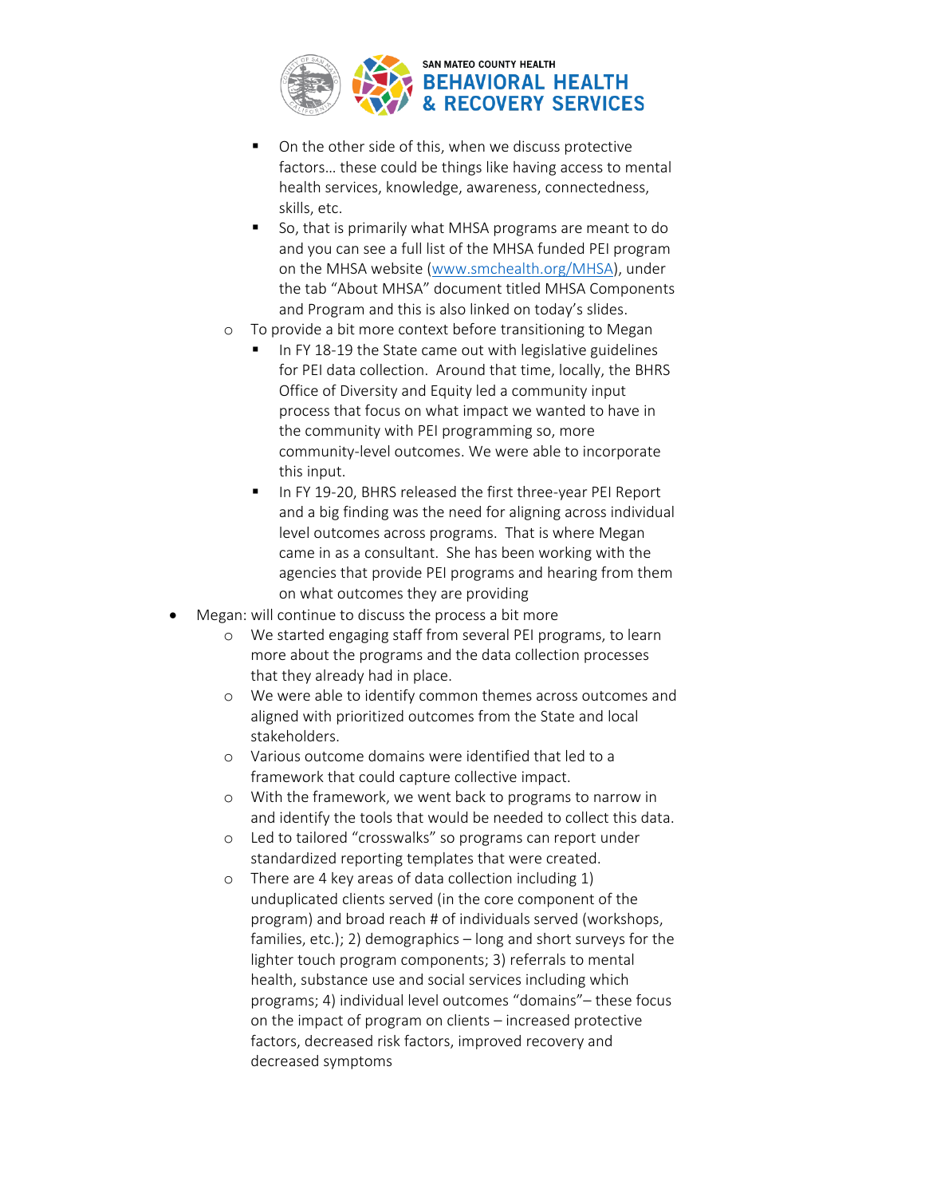- On the other side of this, when we discuss protective factors… these could be things like having access to mental health services, knowledge, awareness, connectedness, skills, etc.
        - So, that is primarily what MHSA programs are meant to do and you can see a full list of the MHSA funded PEI program on the MHSA website (www.smchealth.org/MHSA), under the tab "About MHSA" document titled MHSA Components and Program and this is also linked on today's slides.
    - To provide a bit more context before transitioning to Megan
        - In FY 18-19 the State came out with legislative guidelines for PEI data collection. Around that time, locally, the BHRS Office of Diversity and Equity led a community input process that focus on what impact we wanted to have in the community with PEI programming so, more community-level outcomes. We were able to incorporate this input.
        - In FY 19-20, BHRS released the first three-year PEI Report and a big finding was the need for aligning across individual level outcomes across programs. That is where Megan came in as a consultant. She has been working with the agencies that provide PEI programs and hearing from them on what outcomes they are providing
- Megan: will continue to discuss the process a bit more
    - We started engaging staff from several PEI programs, to learn more about the programs and the data collection processes that they already had in place.
    - We were able to identify common themes across outcomes and aligned with prioritized outcomes from the State and local stakeholders.
    - Various outcome domains were identified that led to a framework that could capture collective impact.
    - With the framework, we went back to programs to narrow in and identify the tools that would be needed to collect this data.
    - Led to tailored "crosswalks" so programs can report under standardized reporting templates that were created.
    - There are 4 key areas of data collection including 1) unduplicated clients served (in the core component of the program) and broad reach # of individuals served (workshops, families, etc.); 2) demographics – long and short surveys for the lighter touch program components; 3) referrals to mental health, substance use and social services including which programs; 4) individual level outcomes "domains"– these focus on the impact of program on clients – increased protective factors, decreased risk factors, improved recovery and decreased symptoms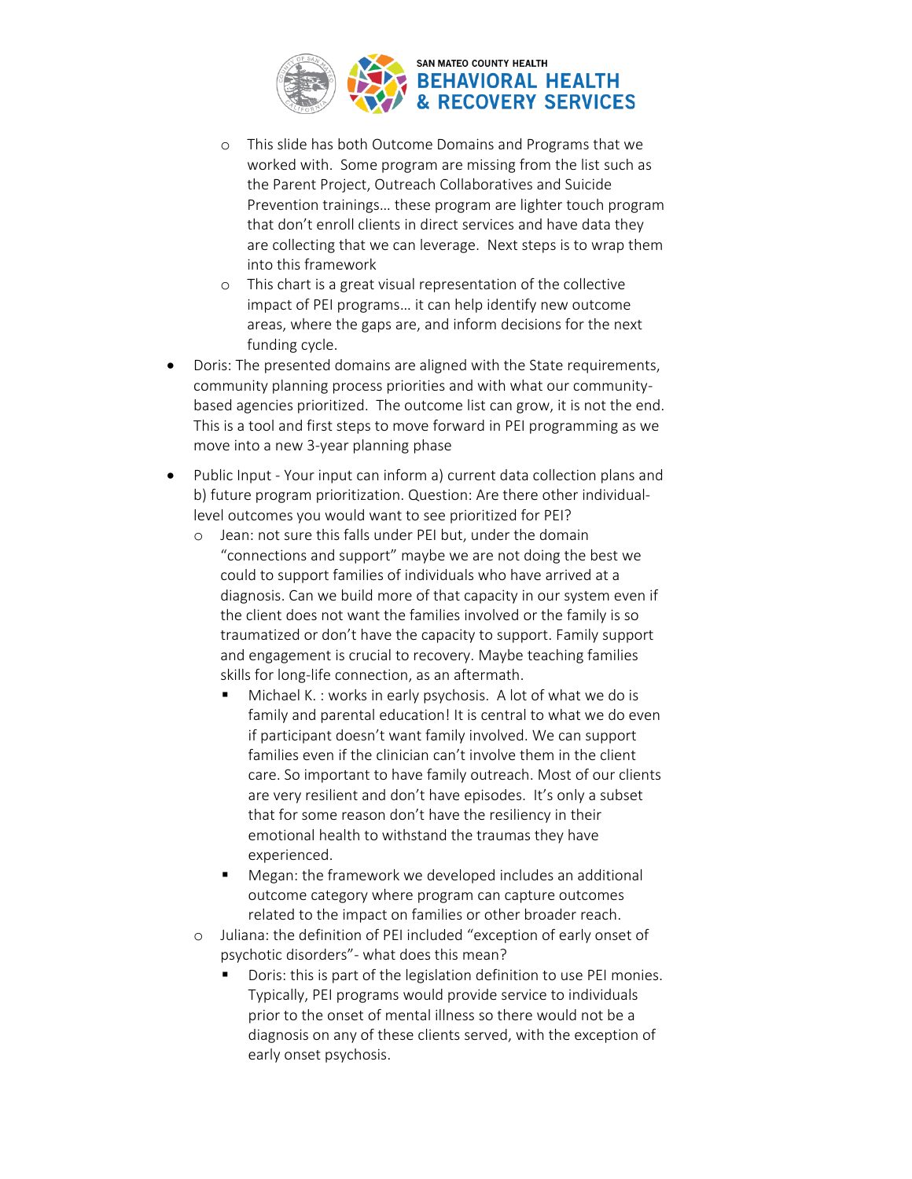- This slide has both Outcome Domains and Programs that we worked with. Some program are missing from the list such as the Parent Project, Outreach Collaboratives and Suicide Prevention trainings… these program are lighter touch program that don't enroll clients in direct services and have data they are collecting that we can leverage. Next steps is to wrap them into this framework
- This chart is a great visual representation of the collective impact of PEI programs… it can help identify new outcome areas, where the gaps are, and inform decisions for the next funding cycle.

- Doris: The presented domains are aligned with the State requirements, community planning process priorities and with what our community-based agencies prioritized. The outcome list can grow, it is not the end. This is a tool and first steps to move forward in PEI programming as we move into a new 3-year planning phase
- Public Input - Your input can inform a) current data collection plans and b) future program prioritization. Question: Are there other individual-level outcomes you would want to see prioritized for PEI?
  - Jean: not sure this falls under PEI but, under the domain "connections and support" maybe we are not doing the best we could to support families of individuals who have arrived at a diagnosis. Can we build more of that capacity in our system even if the client does not want the families involved or the family is so traumatized or don't have the capacity to support. Family support and engagement is crucial to recovery. Maybe teaching families skills for long-life connection, as an aftermath.
    - Michael K. : works in early psychosis. A lot of what we do is family and parental education! It is central to what we do even if participant doesn't want family involved. We can support families even if the clinician can't involve them in the client care. So important to have family outreach. Most of our clients are very resilient and don't have episodes. It's only a subset that for some reason don't have the resiliency in their emotional health to withstand the traumas they have experienced.
    - Megan: the framework we developed includes an additional outcome category where program can capture outcomes related to the impact on families or other broader reach.
  - Juliana: the definition of PEI included "exception of early onset of psychotic disorders"- what does this mean?
    - Doris: this is part of the legislation definition to use PEI monies. Typically, PEI programs would provide service to individuals prior to the onset of mental illness so there would not be a diagnosis on any of these clients served, with the exception of early onset psychosis.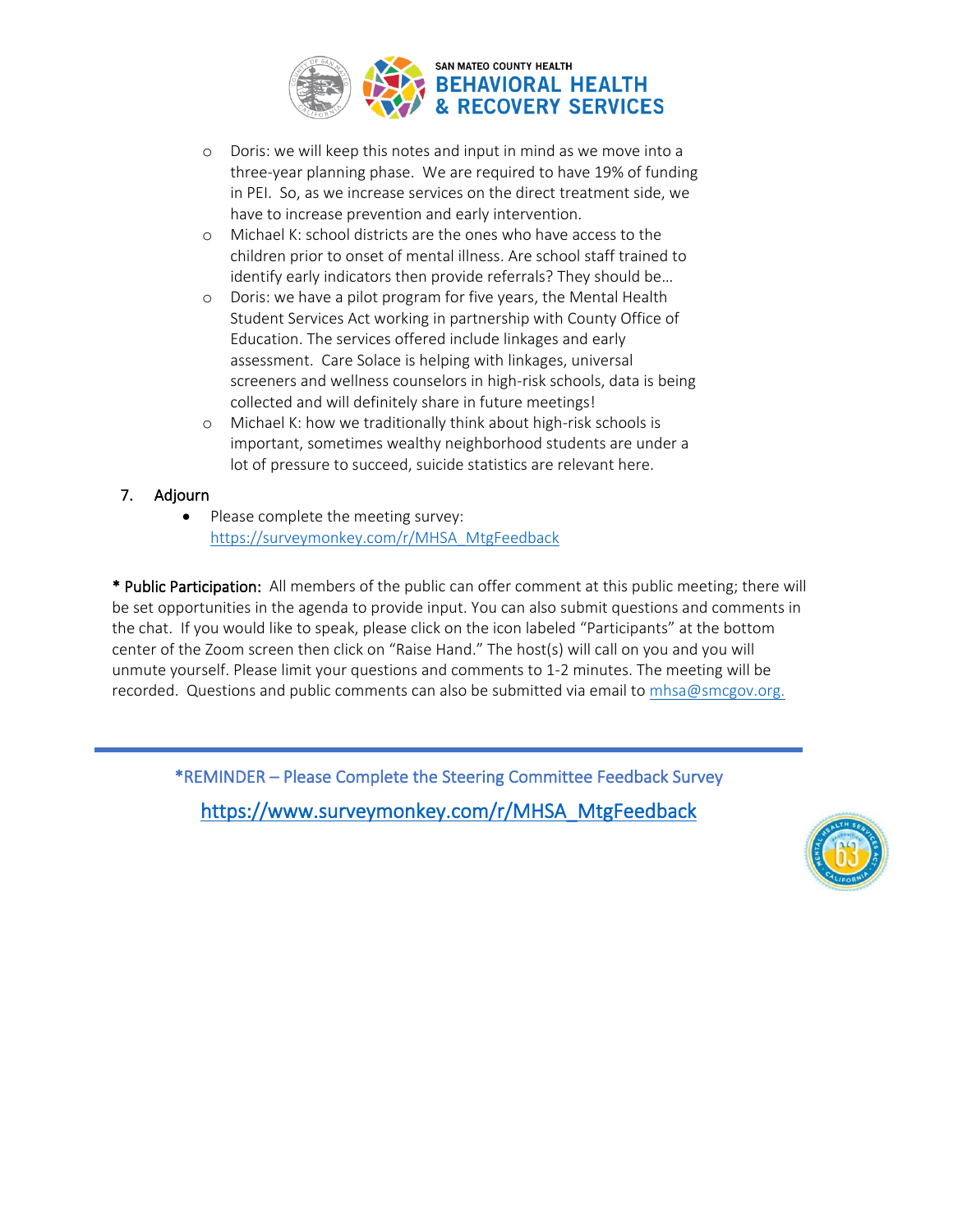- Doris: we will keep this notes and input in mind as we move into a three-year planning phase. We are required to have 19% of funding in PEI. So, as we increase services on the direct treatment side, we have to increase prevention and early intervention.
- Michael K: school districts are the ones who have access to the children prior to onset of mental illness. Are school staff trained to identify early indicators then provide referrals? They should be…
- Doris: we have a pilot program for five years, the Mental Health Student Services Act working in partnership with County Office of Education. The services offered include linkages and early assessment. Care Solace is helping with linkages, universal screeners and wellness counselors in high-risk schools, data is being collected and will definitely share in future meetings!
- Michael K: how we traditionally think about high-risk schools is important, sometimes wealthy neighborhood students are under a lot of pressure to succeed, suicide statistics are relevant here.

7. Adjourn
   - Please complete the meeting survey: https://surveymonkey.com/r/MHSA_MtgFeedback

**\* Public Participation:** All members of the public can offer comment at this public meeting; there will be set opportunities in the agenda to provide input. You can also submit questions and comments in the chat. If you would like to speak, please click on the icon labeled "Participants" at the bottom center of the Zoom screen then click on "Raise Hand." The host(s) will call on you and you will unmute yourself. Please limit your questions and comments to 1-2 minutes. The meeting will be recorded. Questions and public comments can also be submitted via email to mhsa@smcgov.org.

---

*REMINDER – Please Complete the Steering Committee Feedback Survey

https://www.surveymonkey.com/r/MHSA_MtgFeedback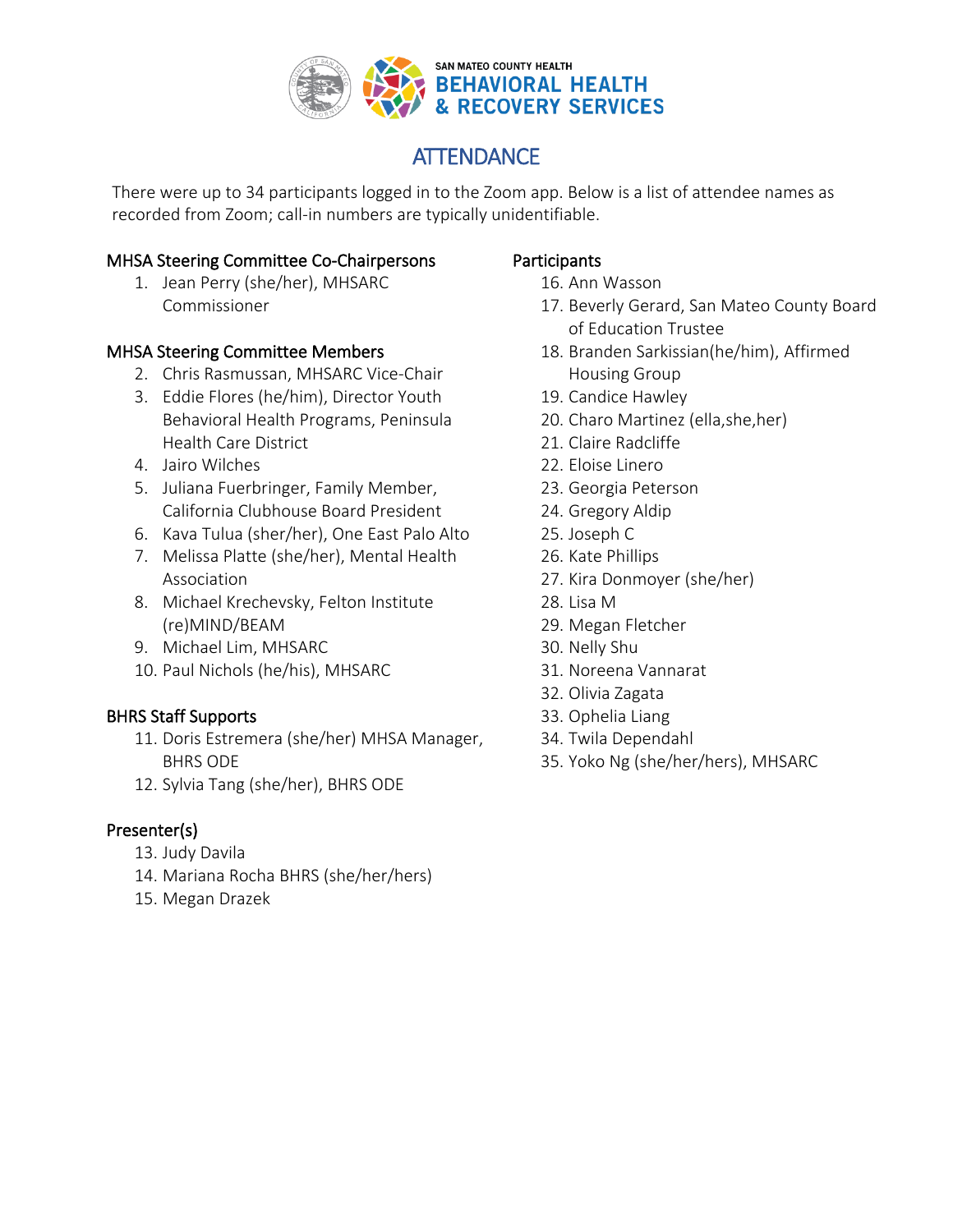# ATTENDANCE

There were up to 34 participants logged in to the Zoom app. Below is a list of attendee names as recorded from Zoom; call-in numbers are typically unidentifiable.

### MHSA Steering Committee Co-Chairpersons

1. Jean Perry (she/her), MHSARC Commissioner

### MHSA Steering Committee Members

2. Chris Rasmussan, MHSARC Vice-Chair
3. Eddie Flores (he/him), Director Youth Behavioral Health Programs, Peninsula Health Care District
4. Jairo Wilches
5. Juliana Fuerbringer, Family Member, California Clubhouse Board President
6. Kava Tulua (sher/her), One East Palo Alto
7. Melissa Platte (she/her), Mental Health Association
8. Michael Krechevsky, Felton Institute (re)MIND/BEAM
9. Michael Lim, MHSARC
10. Paul Nichols (he/his), MHSARC

### BHRS Staff Supports

11. Doris Estremera (she/her) MHSA Manager, BHRS ODE
12. Sylvia Tang (she/her), BHRS ODE

### Presenter(s)

13. Judy Davila
14. Mariana Rocha BHRS (she/her/hers)
15. Megan Drazek

### Participants

16. Ann Wasson
17. Beverly Gerard, San Mateo County Board of Education Trustee
18. Branden Sarkissian(he/him), Affirmed Housing Group
19. Candice Hawley
20. Charo Martinez (ella,she,her)
21. Claire Radcliffe
22. Eloise Linero
23. Georgia Peterson
24. Gregory Aldip
25. Joseph C
26. Kate Phillips
27. Kira Donmoyer (she/her)
28. Lisa M
29. Megan Fletcher
30. Nelly Shu
31. Noreena Vannarat
32. Olivia Zagata
33. Ophelia Liang
34. Twila Dependahl
35. Yoko Ng (she/her/hers), MHSARC